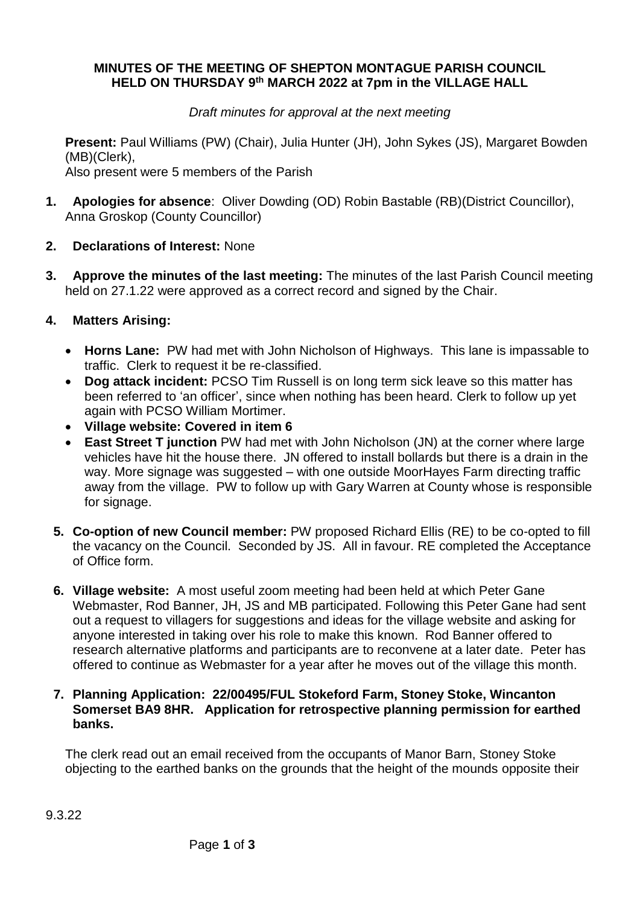**MINUTES OF THE MEETING OF SHEPTON MONTAGUE PARISH COUNCIL HELD ON THURSDAY 9th MARCH 2022 at 7pm in the VILLAGE HALL**

*Draft minutes for approval at the next meeting*

**Present:** Paul Williams (PW) (Chair), Julia Hunter (JH), John Sykes (JS), Margaret Bowden (MB)(Clerk),
Also present were 5 members of the Parish

1. **Apologies for absence**: Oliver Dowding (OD) Robin Bastable (RB)(District Councillor), Anna Groskop (County Councillor)

2. **Declarations of Interest:** None

3. **Approve the minutes of the last meeting:** The minutes of the last Parish Council meeting held on 27.1.22 were approved as a correct record and signed by the Chair.

4. **Matters Arising:**

   - **Horns Lane:** PW had met with John Nicholson of Highways. This lane is impassable to traffic. Clerk to request it be re-classified.
   - **Dog attack incident:** PCSO Tim Russell is on long term sick leave so this matter has been referred to 'an officer', since when nothing has been heard. Clerk to follow up yet again with PCSO William Mortimer.
   - **Village website: Covered in item 6**
   - **East Street T junction** PW had met with John Nicholson (JN) at the corner where large vehicles have hit the house there. JN offered to install bollards but there is a drain in the way. More signage was suggested – with one outside MoorHayes Farm directing traffic away from the village. PW to follow up with Gary Warren at County whose is responsible for signage.

5. **Co-option of new Council member:** PW proposed Richard Ellis (RE) to be co-opted to fill the vacancy on the Council. Seconded by JS. All in favour. RE completed the Acceptance of Office form.

6. **Village website:** A most useful zoom meeting had been held at which Peter Gane Webmaster, Rod Banner, JH, JS and MB participated. Following this Peter Gane had sent out a request to villagers for suggestions and ideas for the village website and asking for anyone interested in taking over his role to make this known. Rod Banner offered to research alternative platforms and participants are to reconvene at a later date. Peter has offered to continue as Webmaster for a year after he moves out of the village this month.

7. **Planning Application: 22/00495/FUL Stokeford Farm, Stoney Stoke, Wincanton Somerset BA9 8HR. Application for retrospective planning permission for earthed banks.**

The clerk read out an email received from the occupants of Manor Barn, Stoney Stoke objecting to the earthed banks on the grounds that the height of the mounds opposite their

9.3.22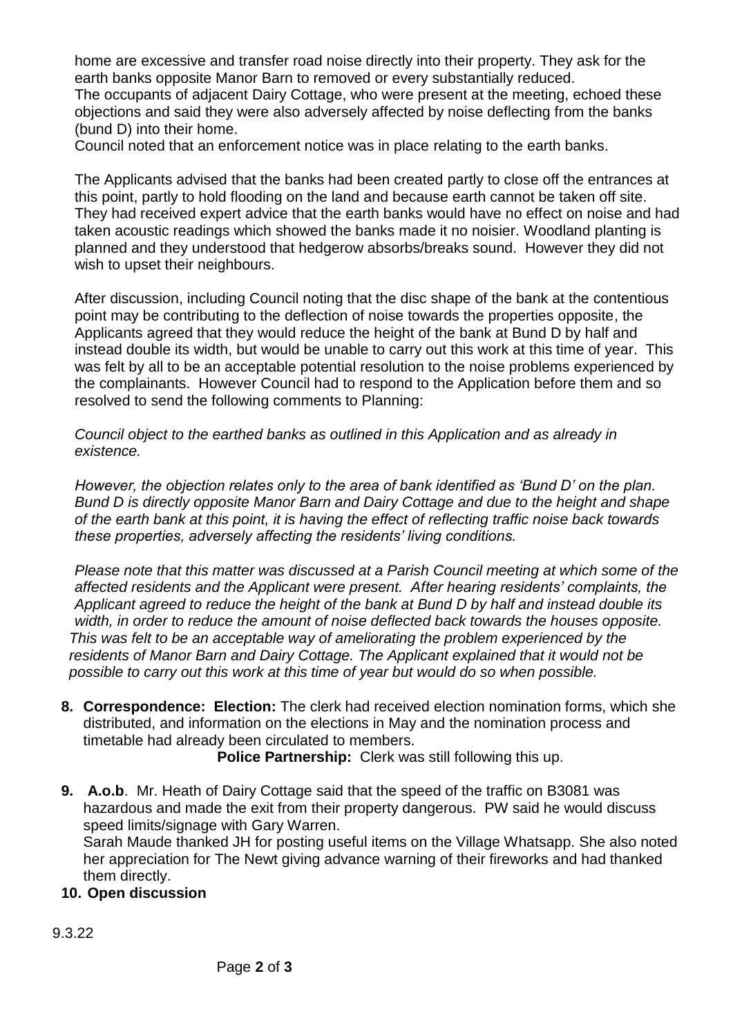home are excessive and transfer road noise directly into their property. They ask for the earth banks opposite Manor Barn to removed or every substantially reduced.
The occupants of adjacent Dairy Cottage, who were present at the meeting, echoed these objections and said they were also adversely affected by noise deflecting from the banks (bund D) into their home.
Council noted that an enforcement notice was in place relating to the earth banks.

The Applicants advised that the banks had been created partly to close off the entrances at this point, partly to hold flooding on the land and because earth cannot be taken off site. They had received expert advice that the earth banks would have no effect on noise and had taken acoustic readings which showed the banks made it no noisier. Woodland planting is planned and they understood that hedgerow absorbs/breaks sound. However they did not wish to upset their neighbours.

After discussion, including Council noting that the disc shape of the bank at the contentious point may be contributing to the deflection of noise towards the properties opposite, the Applicants agreed that they would reduce the height of the bank at Bund D by half and instead double its width, but would be unable to carry out this work at this time of year. This was felt by all to be an acceptable potential resolution to the noise problems experienced by the complainants. However Council had to respond to the Application before them and so resolved to send the following comments to Planning:

*Council object to the earthed banks as outlined in this Application and as already in existence.*

*However, the objection relates only to the area of bank identified as 'Bund D' on the plan. Bund D is directly opposite Manor Barn and Dairy Cottage and due to the height and shape of the earth bank at this point, it is having the effect of reflecting traffic noise back towards these properties, adversely affecting the residents' living conditions.*

*Please note that this matter was discussed at a Parish Council meeting at which some of the affected residents and the Applicant were present. After hearing residents' complaints, the Applicant agreed to reduce the height of the bank at Bund D by half and instead double its width, in order to reduce the amount of noise deflected back towards the houses opposite. This was felt to be an acceptable way of ameliorating the problem experienced by the residents of Manor Barn and Dairy Cottage. The Applicant explained that it would not be possible to carry out this work at this time of year but would do so when possible.*

8. **Correspondence: Election:** The clerk had received election nomination forms, which she distributed, and information on the elections in May and the nomination process and timetable had already been circulated to members.
   **Police Partnership:** Clerk was still following this up.

9. **A.o.b**. Mr. Heath of Dairy Cottage said that the speed of the traffic on B3081 was hazardous and made the exit from their property dangerous. PW said he would discuss speed limits/signage with Gary Warren.
   Sarah Maude thanked JH for posting useful items on the Village Whatsapp. She also noted her appreciation for The Newt giving advance warning of their fireworks and had thanked them directly.

10. **Open discussion**

9.3.22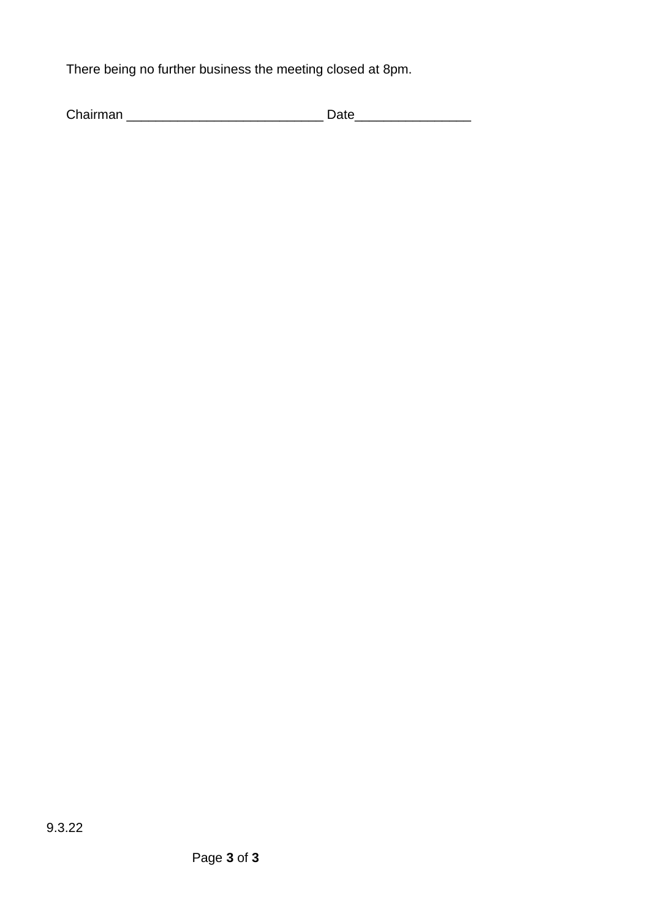There being no further business the meeting closed at 8pm.

Chairman ___________________________ Date________________

9.3.22